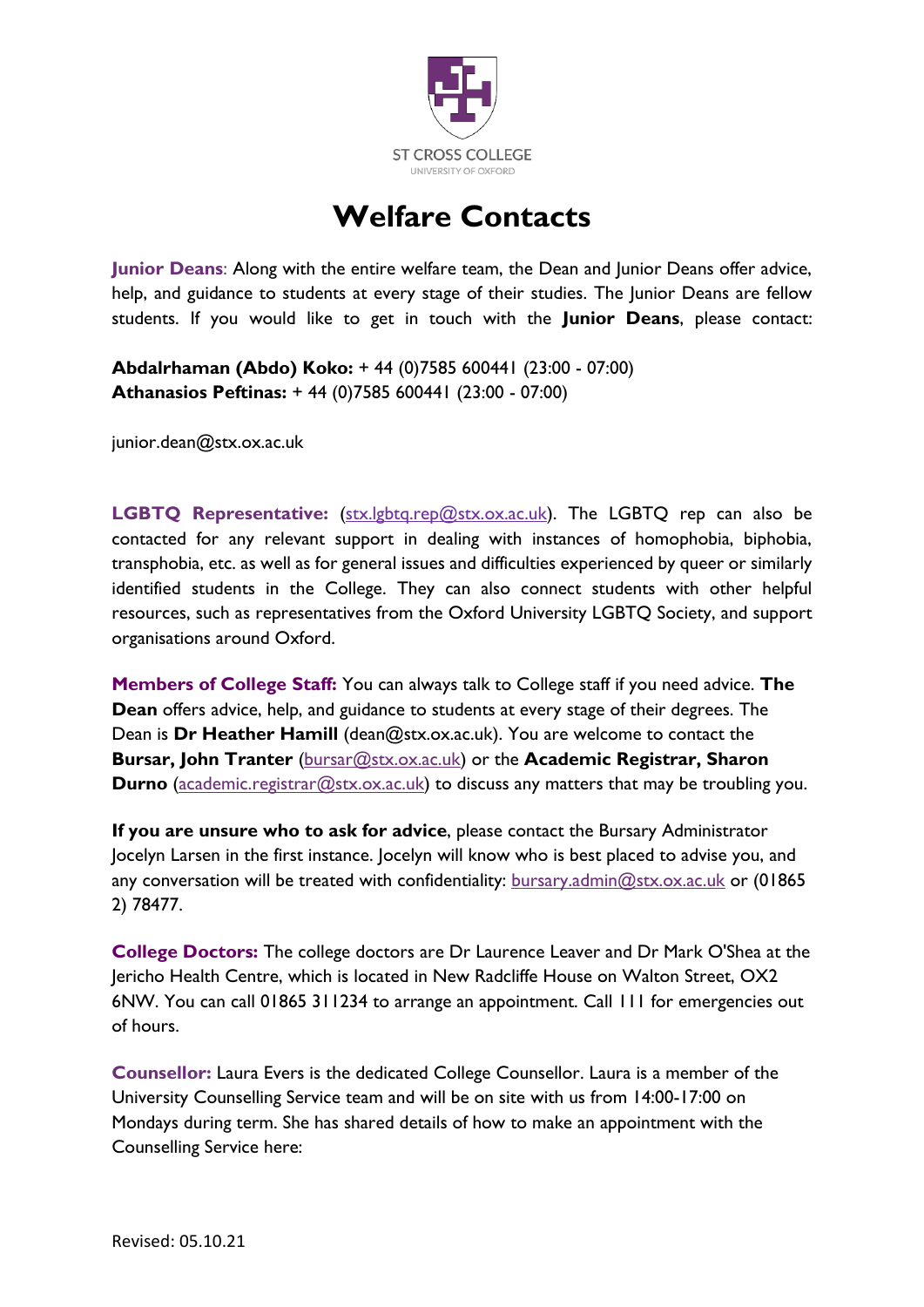ST CROSS COLLEGE
UNIVERSITY OF OXFORD

# Welfare Contacts

**Junior Deans**: Along with the entire welfare team, the Dean and Junior Deans offer advice, help, and guidance to students at every stage of their studies. The Junior Deans are fellow students. If you would like to get in touch with the **Junior Deans**, please contact:

**Abdalrhaman (Abdo) Koko:** + 44 (0)7585 600441 (23:00 - 07:00)
**Athanasios Peftinas:** + 44 (0)7585 600441 (23:00 - 07:00)

junior.dean@stx.ox.ac.uk

**LGBTQ Representative:** (stx.lgbtq.rep@stx.ox.ac.uk). The LGBTQ rep can also be contacted for any relevant support in dealing with instances of homophobia, biphobia, transphobia, etc. as well as for general issues and difficulties experienced by queer or similarly identified students in the College. They can also connect students with other helpful resources, such as representatives from the Oxford University LGBTQ Society, and support organisations around Oxford.

**Members of College Staff:** You can always talk to College staff if you need advice. **The Dean** offers advice, help, and guidance to students at every stage of their degrees. The Dean is **Dr Heather Hamill** (dean@stx.ox.ac.uk). You are welcome to contact the **Bursar, John Tranter** (bursar@stx.ox.ac.uk) or the **Academic Registrar, Sharon Durno** (academic.registrar@stx.ox.ac.uk) to discuss any matters that may be troubling you.

**If you are unsure who to ask for advice**, please contact the Bursary Administrator Jocelyn Larsen in the first instance. Jocelyn will know who is best placed to advise you, and any conversation will be treated with confidentiality: bursary.admin@stx.ox.ac.uk or (01865 2) 78477.

**College Doctors:** The college doctors are Dr Laurence Leaver and Dr Mark O'Shea at the Jericho Health Centre, which is located in New Radcliffe House on Walton Street, OX2 6NW. You can call 01865 311234 to arrange an appointment. Call 111 for emergencies out of hours.

**Counsellor:** Laura Evers is the dedicated College Counsellor. Laura is a member of the University Counselling Service team and will be on site with us from 14:00-17:00 on Mondays during term. She has shared details of how to make an appointment with the Counselling Service here:

Revised: 05.10.21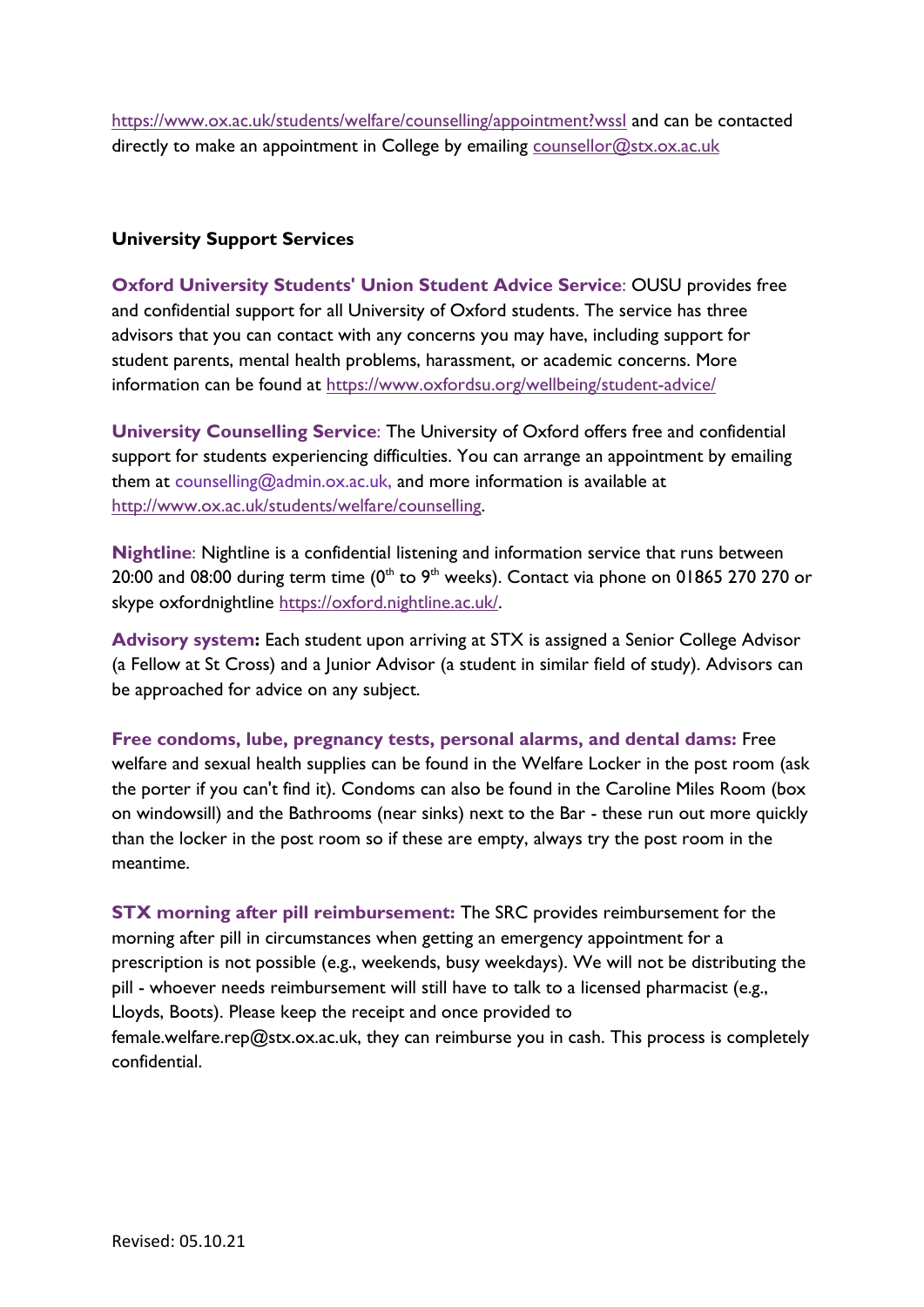https://www.ox.ac.uk/students/welfare/counselling/appointment?wssl and can be contacted directly to make an appointment in College by emailing counsellor@stx.ox.ac.uk

**University Support Services**

**Oxford University Students' Union Student Advice Service**: OUSU provides free and confidential support for all University of Oxford students. The service has three advisors that you can contact with any concerns you may have, including support for student parents, mental health problems, harassment, or academic concerns. More information can be found at https://www.oxfordsu.org/wellbeing/student-advice/

**University Counselling Service**: The University of Oxford offers free and confidential support for students experiencing difficulties. You can arrange an appointment by emailing them at counselling@admin.ox.ac.uk, and more information is available at http://www.ox.ac.uk/students/welfare/counselling.

**Nightline**: Nightline is a confidential listening and information service that runs between 20:00 and 08:00 during term time (0th to 9th weeks). Contact via phone on 01865 270 270 or skype oxfordnightline https://oxford.nightline.ac.uk/.

**Advisory system:** Each student upon arriving at STX is assigned a Senior College Advisor (a Fellow at St Cross) and a Junior Advisor (a student in similar field of study). Advisors can be approached for advice on any subject.

**Free condoms, lube, pregnancy tests, personal alarms, and dental dams:** Free welfare and sexual health supplies can be found in the Welfare Locker in the post room (ask the porter if you can't find it). Condoms can also be found in the Caroline Miles Room (box on windowsill) and the Bathrooms (near sinks) next to the Bar - these run out more quickly than the locker in the post room so if these are empty, always try the post room in the meantime.

**STX morning after pill reimbursement:** The SRC provides reimbursement for the morning after pill in circumstances when getting an emergency appointment for a prescription is not possible (e.g., weekends, busy weekdays). We will not be distributing the pill - whoever needs reimbursement will still have to talk to a licensed pharmacist (e.g., Lloyds, Boots). Please keep the receipt and once provided to female.welfare.rep@stx.ox.ac.uk, they can reimburse you in cash. This process is completely confidential.

Revised: 05.10.21